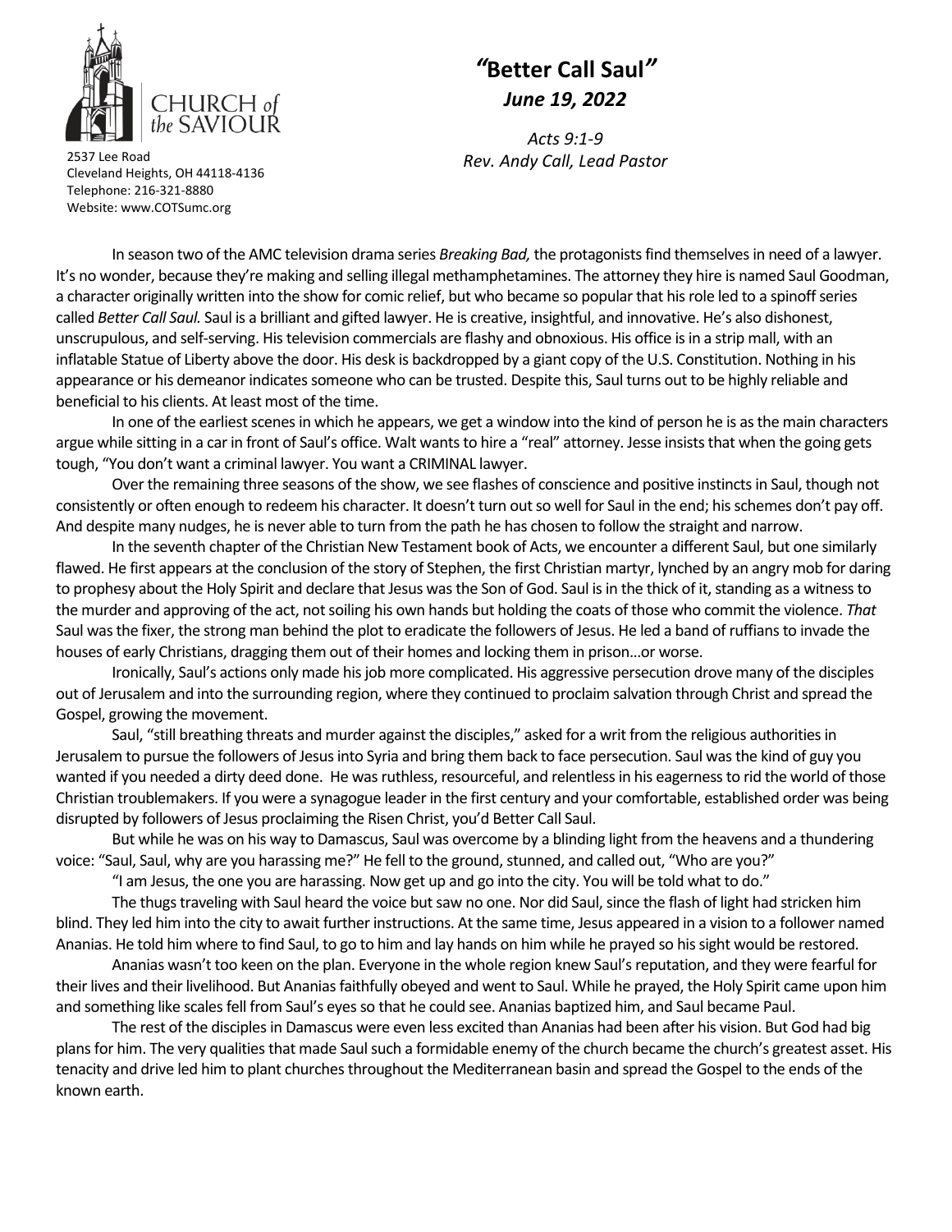CHURCH *of the* SAVIOUR

2537 Lee Road
Cleveland Heights, OH 44118-4136
Telephone: 216-321-8880
Website: www.COTSumc.org

# *"Better Call Saul"*

## *June 19, 2022*

*Acts 9:1-9*
*Rev. Andy Call, Lead Pastor*

In season two of the AMC television drama series *Breaking Bad,* the protagonists find themselves in need of a lawyer. It's no wonder, because they're making and selling illegal methamphetamines. The attorney they hire is named Saul Goodman, a character originally written into the show for comic relief, but who became so popular that his role led to a spinoff series called *Better Call Saul.* Saul is a brilliant and gifted lawyer. He is creative, insightful, and innovative. He's also dishonest, unscrupulous, and self-serving. His television commercials are flashy and obnoxious. His office is in a strip mall, with an inflatable Statue of Liberty above the door. His desk is backdropped by a giant copy of the U.S. Constitution. Nothing in his appearance or his demeanor indicates someone who can be trusted. Despite this, Saul turns out to be highly reliable and beneficial to his clients. At least most of the time.

In one of the earliest scenes in which he appears, we get a window into the kind of person he is as the main characters argue while sitting in a car in front of Saul's office. Walt wants to hire a "real" attorney. Jesse insists that when the going gets tough, "You don't want a criminal lawyer. You want a CRIMINAL lawyer.

Over the remaining three seasons of the show, we see flashes of conscience and positive instincts in Saul, though not consistently or often enough to redeem his character. It doesn't turn out so well for Saul in the end; his schemes don't pay off. And despite many nudges, he is never able to turn from the path he has chosen to follow the straight and narrow.

In the seventh chapter of the Christian New Testament book of Acts, we encounter a different Saul, but one similarly flawed. He first appears at the conclusion of the story of Stephen, the first Christian martyr, lynched by an angry mob for daring to prophesy about the Holy Spirit and declare that Jesus was the Son of God. Saul is in the thick of it, standing as a witness to the murder and approving of the act, not soiling his own hands but holding the coats of those who commit the violence. *That* Saul was the fixer, the strong man behind the plot to eradicate the followers of Jesus. He led a band of ruffians to invade the houses of early Christians, dragging them out of their homes and locking them in prison…or worse.

Ironically, Saul's actions only made his job more complicated. His aggressive persecution drove many of the disciples out of Jerusalem and into the surrounding region, where they continued to proclaim salvation through Christ and spread the Gospel, growing the movement.

Saul, "still breathing threats and murder against the disciples," asked for a writ from the religious authorities in Jerusalem to pursue the followers of Jesus into Syria and bring them back to face persecution. Saul was the kind of guy you wanted if you needed a dirty deed done. He was ruthless, resourceful, and relentless in his eagerness to rid the world of those Christian troublemakers. If you were a synagogue leader in the first century and your comfortable, established order was being disrupted by followers of Jesus proclaiming the Risen Christ, you'd Better Call Saul.

But while he was on his way to Damascus, Saul was overcome by a blinding light from the heavens and a thundering voice: "Saul, Saul, why are you harassing me?" He fell to the ground, stunned, and called out, "Who are you?"

"I am Jesus, the one you are harassing. Now get up and go into the city. You will be told what to do."

The thugs traveling with Saul heard the voice but saw no one. Nor did Saul, since the flash of light had stricken him blind. They led him into the city to await further instructions. At the same time, Jesus appeared in a vision to a follower named Ananias. He told him where to find Saul, to go to him and lay hands on him while he prayed so his sight would be restored.

Ananias wasn't too keen on the plan. Everyone in the whole region knew Saul's reputation, and they were fearful for their lives and their livelihood. But Ananias faithfully obeyed and went to Saul. While he prayed, the Holy Spirit came upon him and something like scales fell from Saul's eyes so that he could see. Ananias baptized him, and Saul became Paul.

The rest of the disciples in Damascus were even less excited than Ananias had been after his vision. But God had big plans for him. The very qualities that made Saul such a formidable enemy of the church became the church's greatest asset. His tenacity and drive led him to plant churches throughout the Mediterranean basin and spread the Gospel to the ends of the known earth.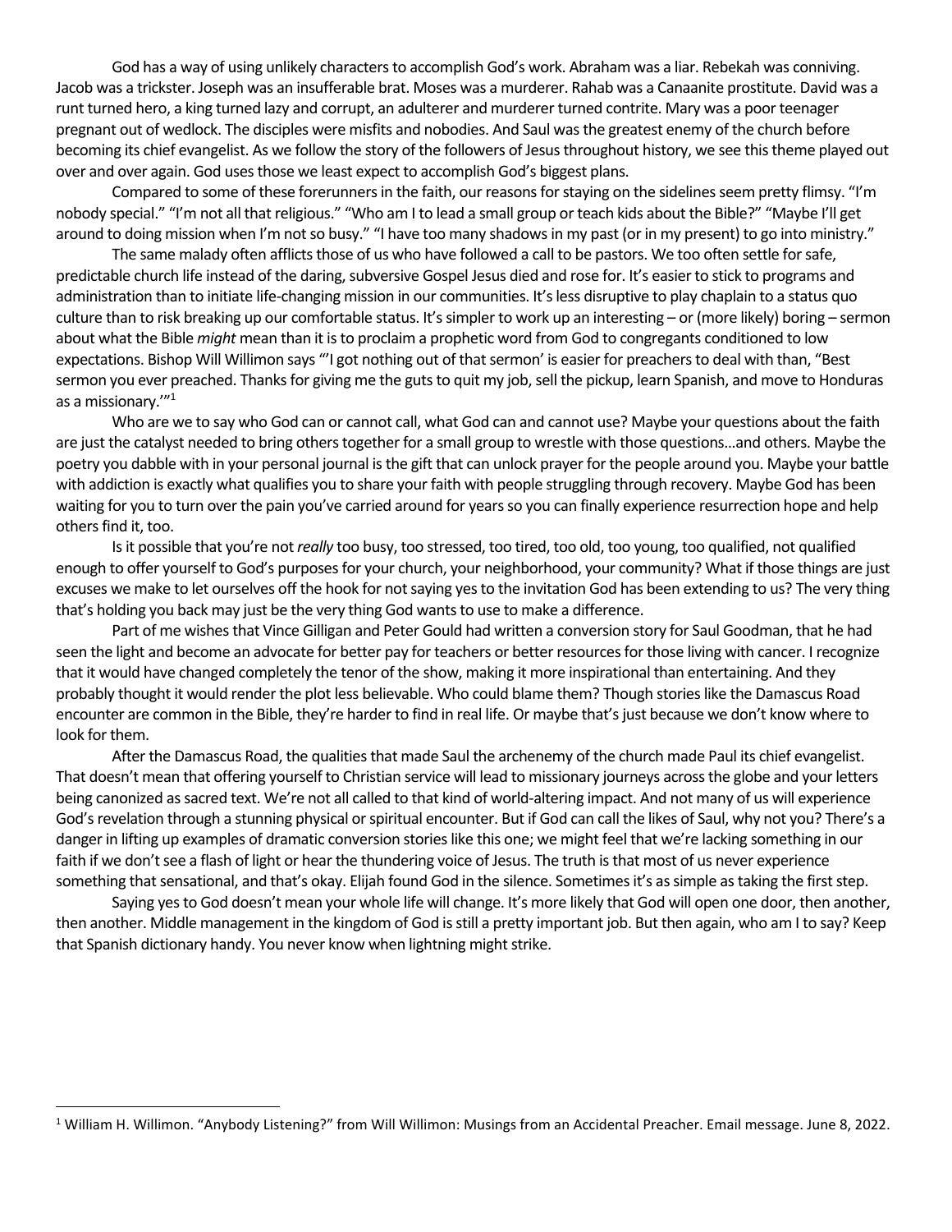God has a way of using unlikely characters to accomplish God's work. Abraham was a liar. Rebekah was conniving. Jacob was a trickster. Joseph was an insufferable brat. Moses was a murderer. Rahab was a Canaanite prostitute. David was a runt turned hero, a king turned lazy and corrupt, an adulterer and murderer turned contrite. Mary was a poor teenager pregnant out of wedlock. The disciples were misfits and nobodies. And Saul was the greatest enemy of the church before becoming its chief evangelist. As we follow the story of the followers of Jesus throughout history, we see this theme played out over and over again. God uses those we least expect to accomplish God's biggest plans.

Compared to some of these forerunners in the faith, our reasons for staying on the sidelines seem pretty flimsy. "I'm nobody special." "I'm not all that religious." "Who am I to lead a small group or teach kids about the Bible?" "Maybe I'll get around to doing mission when I'm not so busy." "I have too many shadows in my past (or in my present) to go into ministry."

The same malady often afflicts those of us who have followed a call to be pastors. We too often settle for safe, predictable church life instead of the daring, subversive Gospel Jesus died and rose for. It's easier to stick to programs and administration than to initiate life-changing mission in our communities. It's less disruptive to play chaplain to a status quo culture than to risk breaking up our comfortable status. It's simpler to work up an interesting – or (more likely) boring – sermon about what the Bible *might* mean than it is to proclaim a prophetic word from God to congregants conditioned to low expectations. Bishop Will Willimon says "'I got nothing out of that sermon' is easier for preachers to deal with than, "Best sermon you ever preached. Thanks for giving me the guts to quit my job, sell the pickup, learn Spanish, and move to Honduras as a missionary.'"[1]

Who are we to say who God can or cannot call, what God can and cannot use? Maybe your questions about the faith are just the catalyst needed to bring others together for a small group to wrestle with those questions…and others. Maybe the poetry you dabble with in your personal journal is the gift that can unlock prayer for the people around you. Maybe your battle with addiction is exactly what qualifies you to share your faith with people struggling through recovery. Maybe God has been waiting for you to turn over the pain you've carried around for years so you can finally experience resurrection hope and help others find it, too.

Is it possible that you're not *really* too busy, too stressed, too tired, too old, too young, too qualified, not qualified enough to offer yourself to God's purposes for your church, your neighborhood, your community? What if those things are just excuses we make to let ourselves off the hook for not saying yes to the invitation God has been extending to us? The very thing that's holding you back may just be the very thing God wants to use to make a difference.

Part of me wishes that Vince Gilligan and Peter Gould had written a conversion story for Saul Goodman, that he had seen the light and become an advocate for better pay for teachers or better resources for those living with cancer. I recognize that it would have changed completely the tenor of the show, making it more inspirational than entertaining. And they probably thought it would render the plot less believable. Who could blame them? Though stories like the Damascus Road encounter are common in the Bible, they're harder to find in real life. Or maybe that's just because we don't know where to look for them.

After the Damascus Road, the qualities that made Saul the archenemy of the church made Paul its chief evangelist. That doesn't mean that offering yourself to Christian service will lead to missionary journeys across the globe and your letters being canonized as sacred text. We're not all called to that kind of world-altering impact. And not many of us will experience God's revelation through a stunning physical or spiritual encounter. But if God can call the likes of Saul, why not you? There's a danger in lifting up examples of dramatic conversion stories like this one; we might feel that we're lacking something in our faith if we don't see a flash of light or hear the thundering voice of Jesus. The truth is that most of us never experience something that sensational, and that's okay. Elijah found God in the silence. Sometimes it's as simple as taking the first step.

Saying yes to God doesn't mean your whole life will change. It's more likely that God will open one door, then another, then another. Middle management in the kingdom of God is still a pretty important job. But then again, who am I to say? Keep that Spanish dictionary handy. You never know when lightning might strike.

---

[1] William H. Willimon. "Anybody Listening?" from Will Willimon: Musings from an Accidental Preacher. Email message. June 8, 2022.